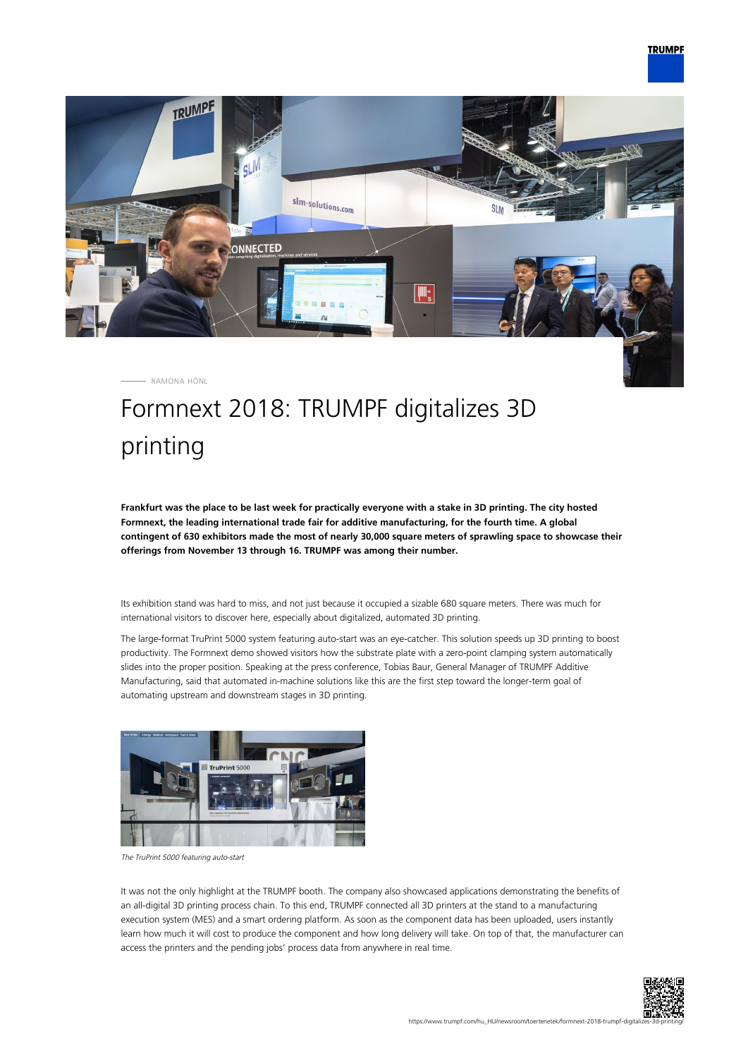RAMONA HÖNL

# Formnext 2018: TRUMPF digitalizes 3D printing

**Frankfurt was the place to be last week for practically everyone with a stake in 3D printing. The city hosted Formnext, the leading international trade fair for additive manufacturing, for the fourth time. A global contingent of 630 exhibitors made the most of nearly 30,000 square meters of sprawling space to showcase their offerings from November 13 through 16. TRUMPF was among their number.**

Its exhibition stand was hard to miss, and not just because it occupied a sizable 680 square meters. There was much for international visitors to discover here, especially about digitalized, automated 3D printing.

The large-format TruPrint 5000 system featuring auto-start was an eye-catcher. This solution speeds up 3D printing to boost productivity. The Formnext demo showed visitors how the substrate plate with a zero-point clamping system automatically slides into the proper position. Speaking at the press conference, Tobias Baur, General Manager of TRUMPF Additive Manufacturing, said that automated in-machine solutions like this are the first step toward the longer-term goal of automating upstream and downstream stages in 3D printing.

*The TruPrint 5000 featuring auto-start*

It was not the only highlight at the TRUMPF booth. The company also showcased applications demonstrating the benefits of an all-digital 3D printing process chain. To this end, TRUMPF connected all 3D printers at the stand to a manufacturing execution system (MES) and a smart ordering platform. As soon as the component data has been uploaded, users instantly learn how much it will cost to produce the component and how long delivery will take. On top of that, the manufacturer can access the printers and the pending jobs' process data from anywhere in real time.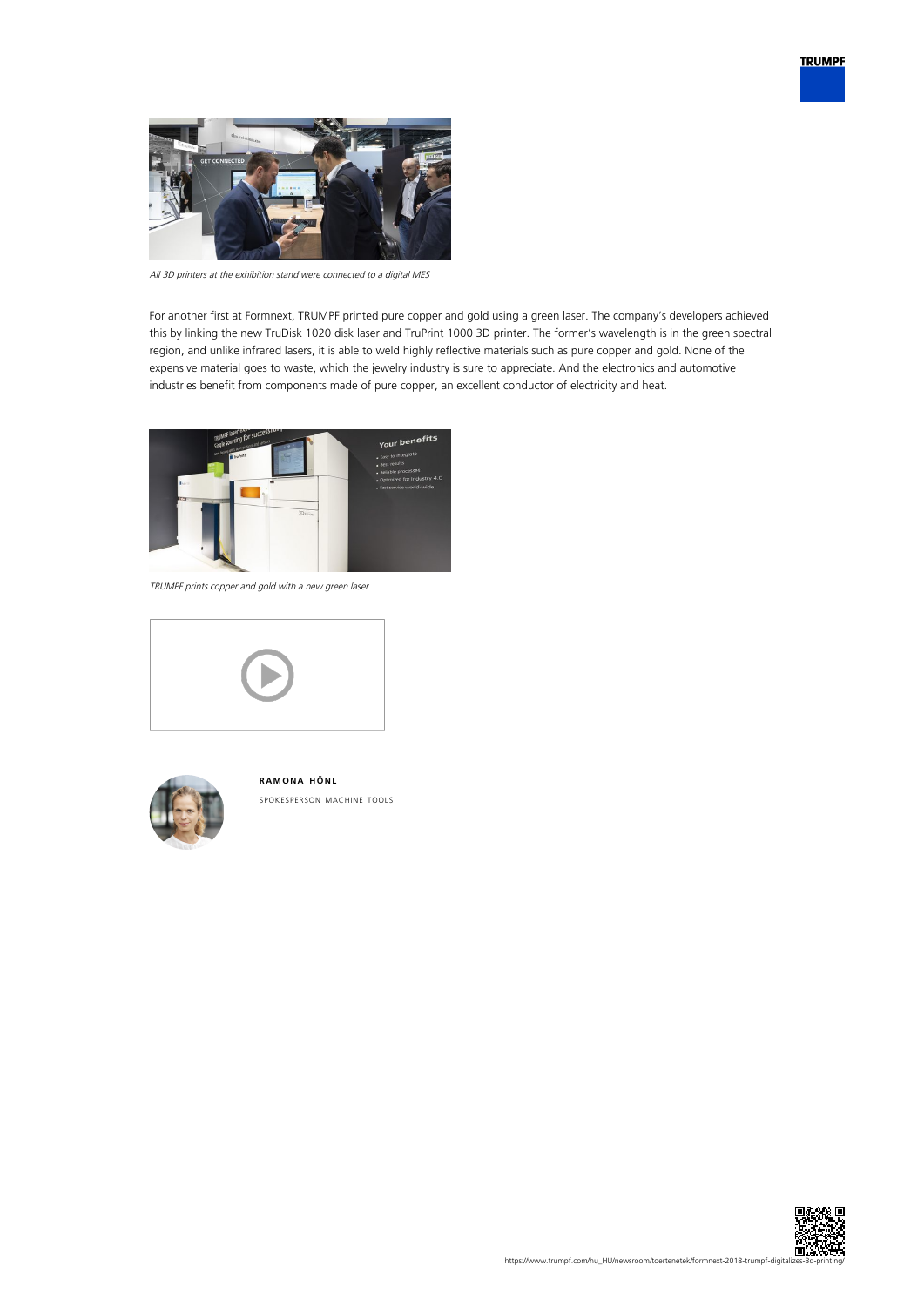*All 3D printers at the exhibition stand were connected to a digital MES*

For another first at Formnext, TRUMPF printed pure copper and gold using a green laser. The company's developers achieved this by linking the new TruDisk 1020 disk laser and TruPrint 1000 3D printer. The former's wavelength is in the green spectral region, and unlike infrared lasers, it is able to weld highly reflective materials such as pure copper and gold. None of the expensive material goes to waste, which the jewelry industry is sure to appreciate. And the electronics and automotive industries benefit from components made of pure copper, an excellent conductor of electricity and heat.

*TRUMPF prints copper and gold with a new green laser*

**RAMONA HÖNL**

SPOKESPERSON MACHINE TOOLS

https://www.trumpf.com/hu_HU/newsroom/toertenetek/formnext-2018-trumpf-digitalizes-3d-printing/